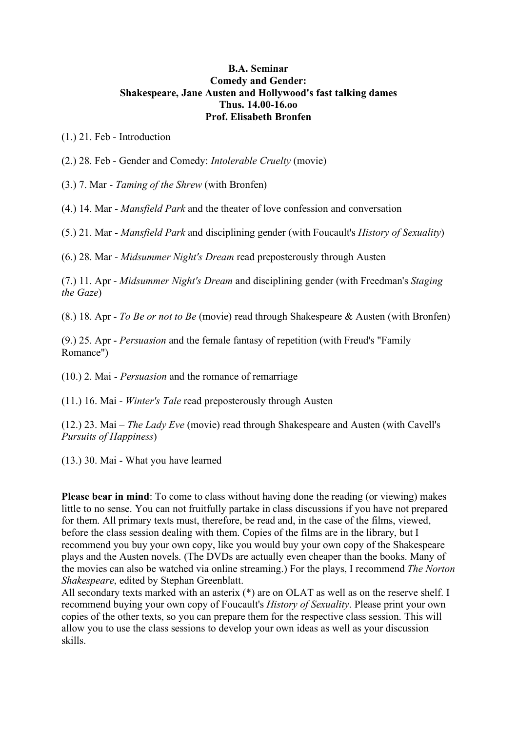**B.A. Seminar**
**Comedy and Gender:**
**Shakespeare, Jane Austen and Hollywood's fast talking dames**
**Thus. 14.00-16.oo**
**Prof. Elisabeth Bronfen**

(1.) 21. Feb - Introduction

(2.) 28. Feb - Gender and Comedy: *Intolerable Cruelty* (movie)

(3.) 7. Mar - *Taming of the Shrew* (with Bronfen)

(4.) 14. Mar - *Mansfield Park* and the theater of love confession and conversation

(5.) 21. Mar - *Mansfield Park* and disciplining gender (with Foucault's *History of Sexuality*)

(6.) 28. Mar - *Midsummer Night's Dream* read preposterously through Austen

(7.) 11. Apr - *Midsummer Night's Dream* and disciplining gender (with Freedman's *Staging the Gaze*)

(8.) 18. Apr - *To Be or not to Be* (movie) read through Shakespeare & Austen (with Bronfen)

(9.) 25. Apr - *Persuasion* and the female fantasy of repetition (with Freud's "Family Romance")

(10.) 2. Mai - *Persuasion* and the romance of remarriage

(11.) 16. Mai - *Winter's Tale* read preposterously through Austen

(12.) 23. Mai – *The Lady Eve* (movie) read through Shakespeare and Austen (with Cavell's *Pursuits of Happiness*)

(13.) 30. Mai - What you have learned

**Please bear in mind**: To come to class without having done the reading (or viewing) makes little to no sense. You can not fruitfully partake in class discussions if you have not prepared for them. All primary texts must, therefore, be read and, in the case of the films, viewed, before the class session dealing with them. Copies of the films are in the library, but I recommend you buy your own copy, like you would buy your own copy of the Shakespeare plays and the Austen novels. (The DVDs are actually even cheaper than the books. Many of the movies can also be watched via online streaming.) For the plays, I recommend *The Norton Shakespeare*, edited by Stephan Greenblatt.
All secondary texts marked with an asterix (*) are on OLAT as well as on the reserve shelf. I recommend buying your own copy of Foucault's *History of Sexuality*. Please print your own copies of the other texts, so you can prepare them for the respective class session. This will allow you to use the class sessions to develop your own ideas as well as your discussion skills.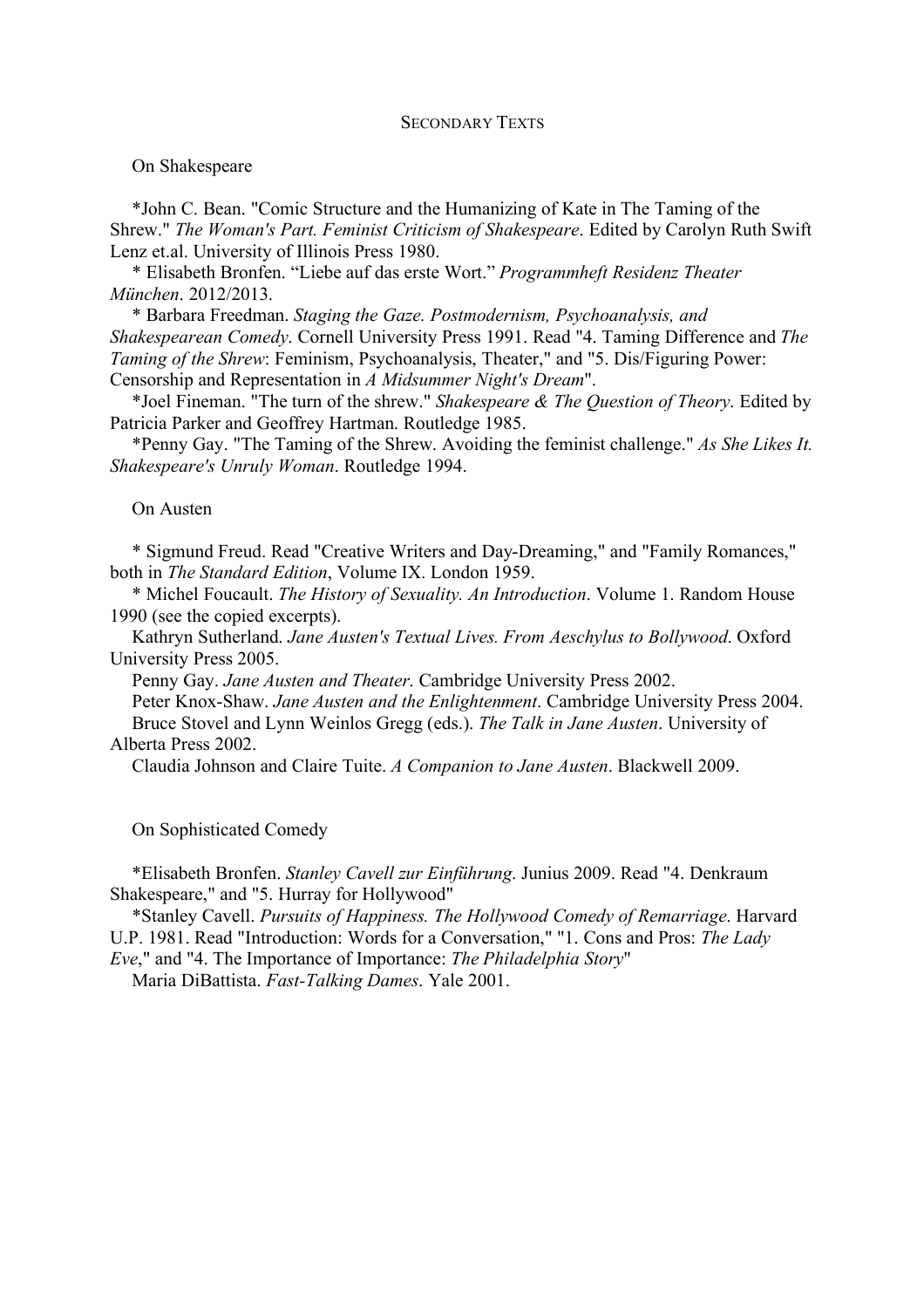## Secondary Texts

### On Shakespeare

*John C. Bean. "Comic Structure and the Humanizing of Kate in The Taming of the Shrew." *The Woman's Part. Feminist Criticism of Shakespeare*. Edited by Carolyn Ruth Swift Lenz et.al. University of Illinois Press 1980.

* Elisabeth Bronfen. "Liebe auf das erste Wort." *Programmheft Residenz Theater München*. 2012/2013.

* Barbara Freedman. *Staging the Gaze. Postmodernism, Psychoanalysis, and Shakespearean Comedy*. Cornell University Press 1991. Read "4. Taming Difference and *The Taming of the Shrew*: Feminism, Psychoanalysis, Theater," and "5. Dis/Figuring Power: Censorship and Representation in *A Midsummer Night's Dream*".

*Joel Fineman. "The turn of the shrew." *Shakespeare & The Question of Theory*. Edited by Patricia Parker and Geoffrey Hartman. Routledge 1985.

*Penny Gay. "The Taming of the Shrew. Avoiding the feminist challenge." *As She Likes It. Shakespeare's Unruly Woman*. Routledge 1994.

### On Austen

* Sigmund Freud. Read "Creative Writers and Day-Dreaming," and "Family Romances," both in *The Standard Edition*, Volume IX. London 1959.

* Michel Foucault. *The History of Sexuality. An Introduction*. Volume 1. Random House 1990 (see the copied excerpts).

Kathryn Sutherland. *Jane Austen's Textual Lives. From Aeschylus to Bollywood*. Oxford University Press 2005.

Penny Gay. *Jane Austen and Theater*. Cambridge University Press 2002.

Peter Knox-Shaw. *Jane Austen and the Enlightenment*. Cambridge University Press 2004.

Bruce Stovel and Lynn Weinlos Gregg (eds.). *The Talk in Jane Austen*. University of Alberta Press 2002.

Claudia Johnson and Claire Tuite. *A Companion to Jane Austen*. Blackwell 2009.

### On Sophisticated Comedy

*Elisabeth Bronfen. *Stanley Cavell zur Einführung*. Junius 2009. Read "4. Denkraum Shakespeare," and "5. Hurray for Hollywood"

*Stanley Cavell. *Pursuits of Happiness. The Hollywood Comedy of Remarriage*. Harvard U.P. 1981. Read "Introduction: Words for a Conversation," "1. Cons and Pros: *The Lady Eve*," and "4. The Importance of Importance: *The Philadelphia Story*"

Maria DiBattista. *Fast-Talking Dames*. Yale 2001.